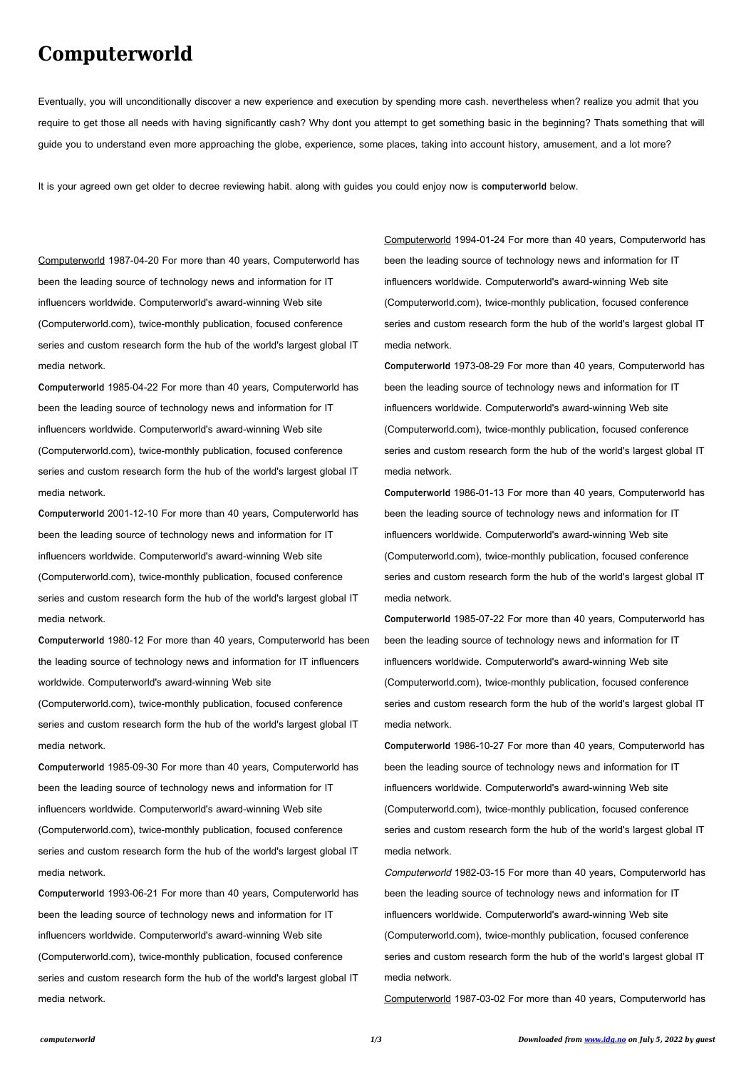# Computerworld

Eventually, you will unconditionally discover a new experience and execution by spending more cash. nevertheless when? realize you admit that you require to get those all needs with having significantly cash? Why dont you attempt to get something basic in the beginning? Thats something that will guide you to understand even more approaching the globe, experience, some places, taking into account history, amusement, and a lot more?

It is your agreed own get older to decree reviewing habit. along with guides you could enjoy now is **computerworld** below.

Computerworld 1987-04-20 For more than 40 years, Computerworld has been the leading source of technology news and information for IT influencers worldwide. Computerworld's award-winning Web site (Computerworld.com), twice-monthly publication, focused conference series and custom research form the hub of the world's largest global IT media network.

**Computerworld** 1985-04-22 For more than 40 years, Computerworld has been the leading source of technology news and information for IT influencers worldwide. Computerworld's award-winning Web site (Computerworld.com), twice-monthly publication, focused conference series and custom research form the hub of the world's largest global IT media network.

**Computerworld** 2001-12-10 For more than 40 years, Computerworld has been the leading source of technology news and information for IT influencers worldwide. Computerworld's award-winning Web site (Computerworld.com), twice-monthly publication, focused conference series and custom research form the hub of the world's largest global IT media network.

**Computerworld** 1980-12 For more than 40 years, Computerworld has been the leading source of technology news and information for IT influencers worldwide. Computerworld's award-winning Web site (Computerworld.com), twice-monthly publication, focused conference series and custom research form the hub of the world's largest global IT media network.

**Computerworld** 1985-09-30 For more than 40 years, Computerworld has been the leading source of technology news and information for IT influencers worldwide. Computerworld's award-winning Web site (Computerworld.com), twice-monthly publication, focused conference series and custom research form the hub of the world's largest global IT media network.

**Computerworld** 1993-06-21 For more than 40 years, Computerworld has been the leading source of technology news and information for IT influencers worldwide. Computerworld's award-winning Web site (Computerworld.com), twice-monthly publication, focused conference series and custom research form the hub of the world's largest global IT media network.

Computerworld 1994-01-24 For more than 40 years, Computerworld has been the leading source of technology news and information for IT influencers worldwide. Computerworld's award-winning Web site (Computerworld.com), twice-monthly publication, focused conference series and custom research form the hub of the world's largest global IT media network.

**Computerworld** 1973-08-29 For more than 40 years, Computerworld has been the leading source of technology news and information for IT influencers worldwide. Computerworld's award-winning Web site (Computerworld.com), twice-monthly publication, focused conference series and custom research form the hub of the world's largest global IT media network.

**Computerworld** 1986-01-13 For more than 40 years, Computerworld has been the leading source of technology news and information for IT influencers worldwide. Computerworld's award-winning Web site (Computerworld.com), twice-monthly publication, focused conference series and custom research form the hub of the world's largest global IT media network.

**Computerworld** 1985-07-22 For more than 40 years, Computerworld has been the leading source of technology news and information for IT influencers worldwide. Computerworld's award-winning Web site (Computerworld.com), twice-monthly publication, focused conference series and custom research form the hub of the world's largest global IT media network.

**Computerworld** 1986-10-27 For more than 40 years, Computerworld has been the leading source of technology news and information for IT influencers worldwide. Computerworld's award-winning Web site (Computerworld.com), twice-monthly publication, focused conference series and custom research form the hub of the world's largest global IT media network.

*Computerworld* 1982-03-15 For more than 40 years, Computerworld has been the leading source of technology news and information for IT influencers worldwide. Computerworld's award-winning Web site (Computerworld.com), twice-monthly publication, focused conference series and custom research form the hub of the world's largest global IT media network.

Computerworld 1987-03-02 For more than 40 years, Computerworld has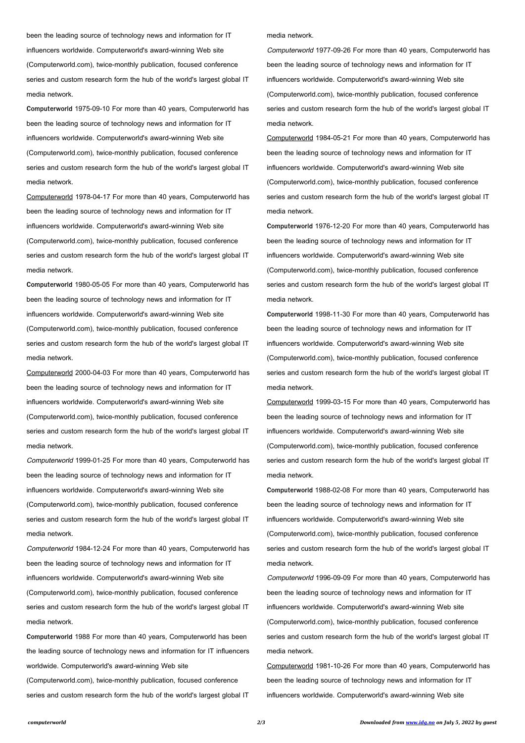been the leading source of technology news and information for IT influencers worldwide. Computerworld's award-winning Web site (Computerworld.com), twice-monthly publication, focused conference series and custom research form the hub of the world's largest global IT media network.

**Computerworld** 1975-09-10 For more than 40 years, Computerworld has been the leading source of technology news and information for IT influencers worldwide. Computerworld's award-winning Web site (Computerworld.com), twice-monthly publication, focused conference series and custom research form the hub of the world's largest global IT media network.

Computerworld 1978-04-17 For more than 40 years, Computerworld has been the leading source of technology news and information for IT influencers worldwide. Computerworld's award-winning Web site (Computerworld.com), twice-monthly publication, focused conference series and custom research form the hub of the world's largest global IT media network.

**Computerworld** 1980-05-05 For more than 40 years, Computerworld has been the leading source of technology news and information for IT influencers worldwide. Computerworld's award-winning Web site (Computerworld.com), twice-monthly publication, focused conference series and custom research form the hub of the world's largest global IT media network.

Computerworld 2000-04-03 For more than 40 years, Computerworld has been the leading source of technology news and information for IT influencers worldwide. Computerworld's award-winning Web site (Computerworld.com), twice-monthly publication, focused conference series and custom research form the hub of the world's largest global IT media network.

*Computerworld* 1999-01-25 For more than 40 years, Computerworld has been the leading source of technology news and information for IT influencers worldwide. Computerworld's award-winning Web site (Computerworld.com), twice-monthly publication, focused conference series and custom research form the hub of the world's largest global IT media network.

*Computerworld* 1984-12-24 For more than 40 years, Computerworld has been the leading source of technology news and information for IT influencers worldwide. Computerworld's award-winning Web site (Computerworld.com), twice-monthly publication, focused conference series and custom research form the hub of the world's largest global IT media network.

**Computerworld** 1988 For more than 40 years, Computerworld has been the leading source of technology news and information for IT influencers worldwide. Computerworld's award-winning Web site (Computerworld.com), twice-monthly publication, focused conference series and custom research form the hub of the world's largest global IT media network.

*Computerworld* 1977-09-26 For more than 40 years, Computerworld has been the leading source of technology news and information for IT influencers worldwide. Computerworld's award-winning Web site (Computerworld.com), twice-monthly publication, focused conference series and custom research form the hub of the world's largest global IT media network.

Computerworld 1984-05-21 For more than 40 years, Computerworld has been the leading source of technology news and information for IT influencers worldwide. Computerworld's award-winning Web site (Computerworld.com), twice-monthly publication, focused conference series and custom research form the hub of the world's largest global IT media network.

**Computerworld** 1976-12-20 For more than 40 years, Computerworld has been the leading source of technology news and information for IT influencers worldwide. Computerworld's award-winning Web site (Computerworld.com), twice-monthly publication, focused conference series and custom research form the hub of the world's largest global IT media network.

**Computerworld** 1998-11-30 For more than 40 years, Computerworld has been the leading source of technology news and information for IT influencers worldwide. Computerworld's award-winning Web site (Computerworld.com), twice-monthly publication, focused conference series and custom research form the hub of the world's largest global IT media network.

Computerworld 1999-03-15 For more than 40 years, Computerworld has been the leading source of technology news and information for IT influencers worldwide. Computerworld's award-winning Web site (Computerworld.com), twice-monthly publication, focused conference series and custom research form the hub of the world's largest global IT media network.

**Computerworld** 1988-02-08 For more than 40 years, Computerworld has been the leading source of technology news and information for IT influencers worldwide. Computerworld's award-winning Web site (Computerworld.com), twice-monthly publication, focused conference series and custom research form the hub of the world's largest global IT media network.

*Computerworld* 1996-09-09 For more than 40 years, Computerworld has been the leading source of technology news and information for IT influencers worldwide. Computerworld's award-winning Web site (Computerworld.com), twice-monthly publication, focused conference series and custom research form the hub of the world's largest global IT media network.

Computerworld 1981-10-26 For more than 40 years, Computerworld has been the leading source of technology news and information for IT influencers worldwide. Computerworld's award-winning Web site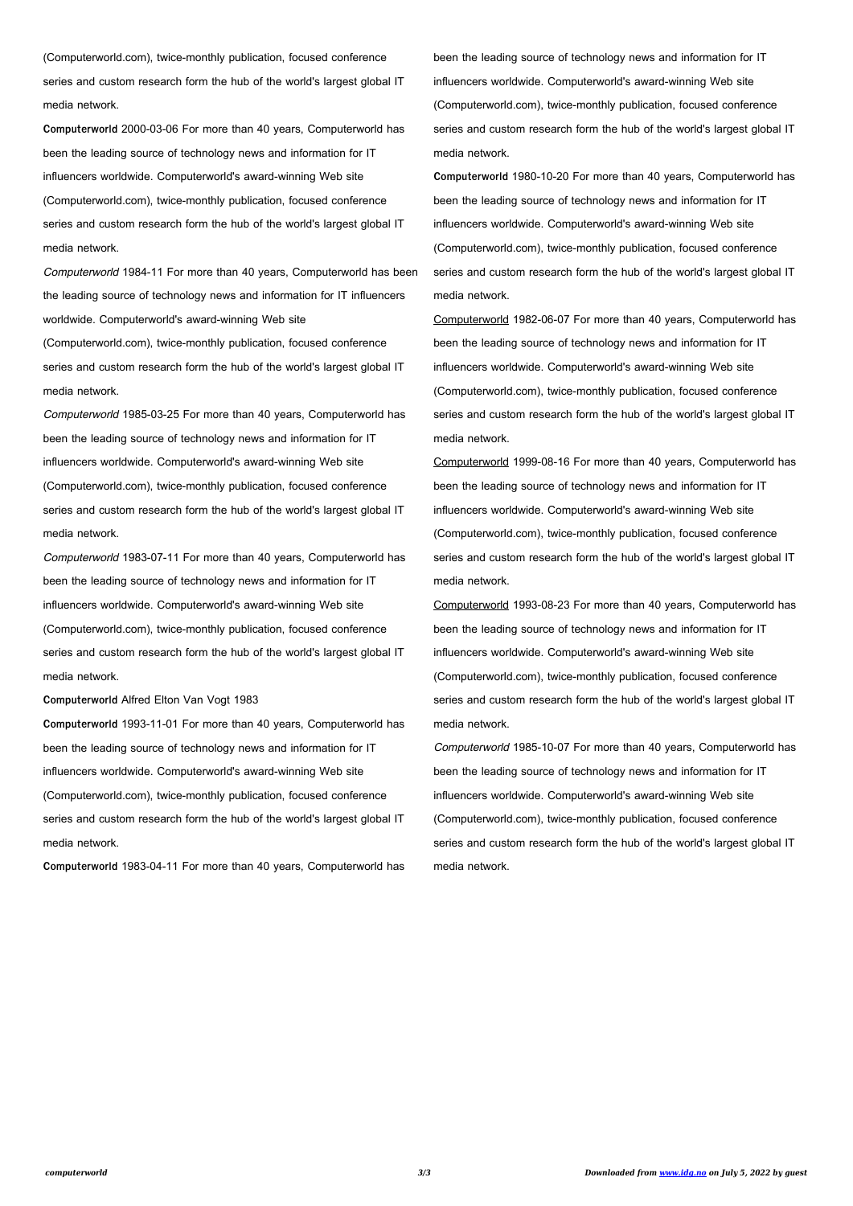(Computerworld.com), twice-monthly publication, focused conference series and custom research form the hub of the world's largest global IT media network.

**Computerworld** 2000-03-06 For more than 40 years, Computerworld has been the leading source of technology news and information for IT influencers worldwide. Computerworld's award-winning Web site (Computerworld.com), twice-monthly publication, focused conference series and custom research form the hub of the world's largest global IT media network.

*Computerworld* 1984-11 For more than 40 years, Computerworld has been the leading source of technology news and information for IT influencers worldwide. Computerworld's award-winning Web site (Computerworld.com), twice-monthly publication, focused conference series and custom research form the hub of the world's largest global IT media network.

*Computerworld* 1985-03-25 For more than 40 years, Computerworld has been the leading source of technology news and information for IT influencers worldwide. Computerworld's award-winning Web site (Computerworld.com), twice-monthly publication, focused conference series and custom research form the hub of the world's largest global IT media network.

*Computerworld* 1983-07-11 For more than 40 years, Computerworld has been the leading source of technology news and information for IT influencers worldwide. Computerworld's award-winning Web site (Computerworld.com), twice-monthly publication, focused conference series and custom research form the hub of the world's largest global IT media network.

**Computerworld** Alfred Elton Van Vogt 1983

**Computerworld** 1993-11-01 For more than 40 years, Computerworld has been the leading source of technology news and information for IT influencers worldwide. Computerworld's award-winning Web site (Computerworld.com), twice-monthly publication, focused conference series and custom research form the hub of the world's largest global IT media network.

**Computerworld** 1983-04-11 For more than 40 years, Computerworld has been the leading source of technology news and information for IT influencers worldwide. Computerworld's award-winning Web site (Computerworld.com), twice-monthly publication, focused conference series and custom research form the hub of the world's largest global IT media network.

**Computerworld** 1980-10-20 For more than 40 years, Computerworld has been the leading source of technology news and information for IT influencers worldwide. Computerworld's award-winning Web site (Computerworld.com), twice-monthly publication, focused conference series and custom research form the hub of the world's largest global IT media network.

Computerworld 1982-06-07 For more than 40 years, Computerworld has been the leading source of technology news and information for IT influencers worldwide. Computerworld's award-winning Web site (Computerworld.com), twice-monthly publication, focused conference series and custom research form the hub of the world's largest global IT media network.

Computerworld 1999-08-16 For more than 40 years, Computerworld has been the leading source of technology news and information for IT influencers worldwide. Computerworld's award-winning Web site (Computerworld.com), twice-monthly publication, focused conference series and custom research form the hub of the world's largest global IT media network.

Computerworld 1993-08-23 For more than 40 years, Computerworld has been the leading source of technology news and information for IT influencers worldwide. Computerworld's award-winning Web site (Computerworld.com), twice-monthly publication, focused conference series and custom research form the hub of the world's largest global IT media network.

*Computerworld* 1985-10-07 For more than 40 years, Computerworld has been the leading source of technology news and information for IT influencers worldwide. Computerworld's award-winning Web site (Computerworld.com), twice-monthly publication, focused conference series and custom research form the hub of the world's largest global IT media network.